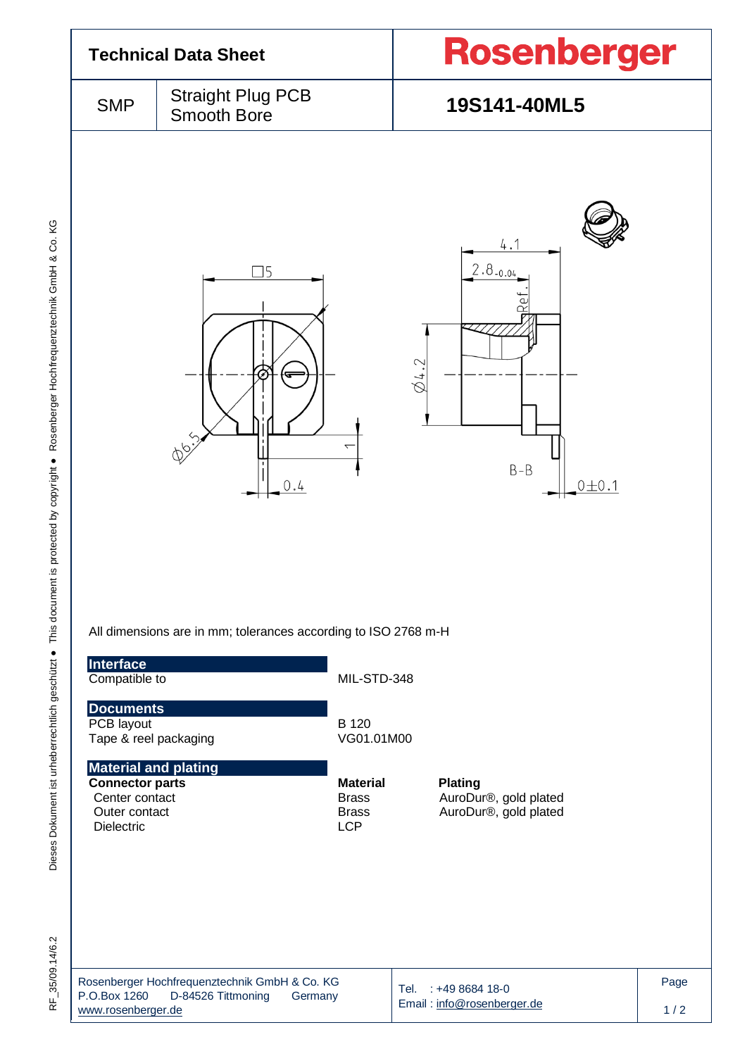# Technical Data Sheet

**Rosenberger**

| SMP | Straight Plug PCB Smooth Bore | **19S141-40ML5** |
|---|---|---|

All dimensions are in mm; tolerances according to ISO 2768 m-H

## Interface

| | |
|---|---|
| Compatible to | MIL-STD-348 |

## Documents

| | |
|---|---|
| PCB layout | B 120 |
| Tape & reel packaging | VG01.01M00 |

## Material and plating

| **Connector parts** | **Material** | **Plating** |
|---|---|---|
| Center contact | Brass | AuroDur®, gold plated |
| Outer contact | Brass | AuroDur®, gold plated |
| Dielectric | LCP | |

Rosenberger Hochfrequenztechnik GmbH & Co. KG
P.O.Box 1260 D-84526 Tittmoning Germany
www.rosenberger.de

Tel. : +49 8684 18-0
Email : info@rosenberger.de

RF_35/09.14/6.2

Dieses Dokument ist urheberrechtlich geschützt ● This document is protected by copyright ● Rosenberger Hochfrequenztechnik GmbH & Co. KG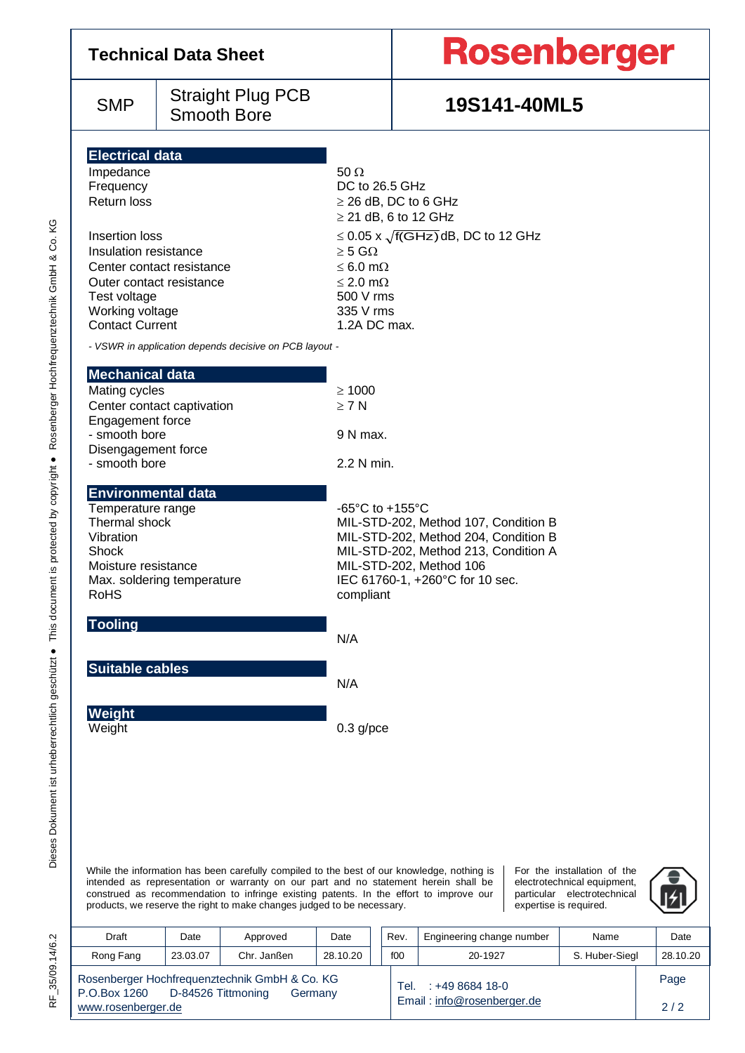| Technical Data Sheet | | Rosenberger |
|---|---|---|
| SMP | Straight Plug PCB Smooth Bore | **19S141-40ML5** |

## Electrical data

| | |
|---|---|
| Impedance | 50 Ω |
| Frequency | DC to 26.5 GHz |
| Return loss | ≥ 26 dB, DC to 6 GHz |
| | ≥ 21 dB, 6 to 12 GHz |
| Insertion loss | ≤ 0.05 x $\sqrt{f(GHz)}$ dB, DC to 12 GHz |
| Insulation resistance | ≥ 5 GΩ |
| Center contact resistance | ≤ 6.0 mΩ |
| Outer contact resistance | ≤ 2.0 mΩ |
| Test voltage | 500 V rms |
| Working voltage | 335 V rms |
| Contact Current | 1.2A DC max. |

*- VSWR in application depends decisive on PCB layout -*

## Mechanical data

| | |
|---|---|
| Mating cycles | ≥ 1000 |
| Center contact captivation | ≥ 7 N |
| Engagement force | |
| - smooth bore | 9 N max. |
| Disengagement force | |
| - smooth bore | 2.2 N min. |

## Environmental data

| | |
|---|---|
| Temperature range | -65°C to +155°C |
| Thermal shock | MIL-STD-202, Method 107, Condition B |
| Vibration | MIL-STD-202, Method 204, Condition B |
| Shock | MIL-STD-202, Method 213, Condition A |
| Moisture resistance | MIL-STD-202, Method 106 |
| Max. soldering temperature | IEC 61760-1, +260°C for 10 sec. |
| RoHS | compliant |

## Tooling

N/A

## Suitable cables

N/A

## Weight

| | |
|---|---|
| Weight | 0.3 g/pce |

While the information has been carefully compiled to the best of our knowledge, nothing is intended as representation or warranty on our part and no statement herein shall be construed as recommendation to infringe existing patents. In the effort to improve our products, we reserve the right to make changes judged to be necessary.

For the installation of the electrotechnical equipment, particular electrotechnical expertise is required.

| Draft | Date | Approved | Date | Rev. | Engineering change number | Name | Date |
|---|---|---|---|---|---|---|---|
| Rong Fang | 23.03.07 | Chr. Janßen | 28.10.20 | f00 | 20-1927 | S. Huber-Siegl | 28.10.20 |

Rosenberger Hochfrequenztechnik GmbH & Co. KG
P.O.Box 1260 D-84526 Tittmoning Germany
www.rosenberger.de

Tel. : +49 8684 18-0
Email : info@rosenberger.de

RF_35/09.14/6.2

Dieses Dokument ist urheberrechtlich geschützt • This document is protected by copyright • Rosenberger Hochfrequenztechnik GmbH & Co. KG